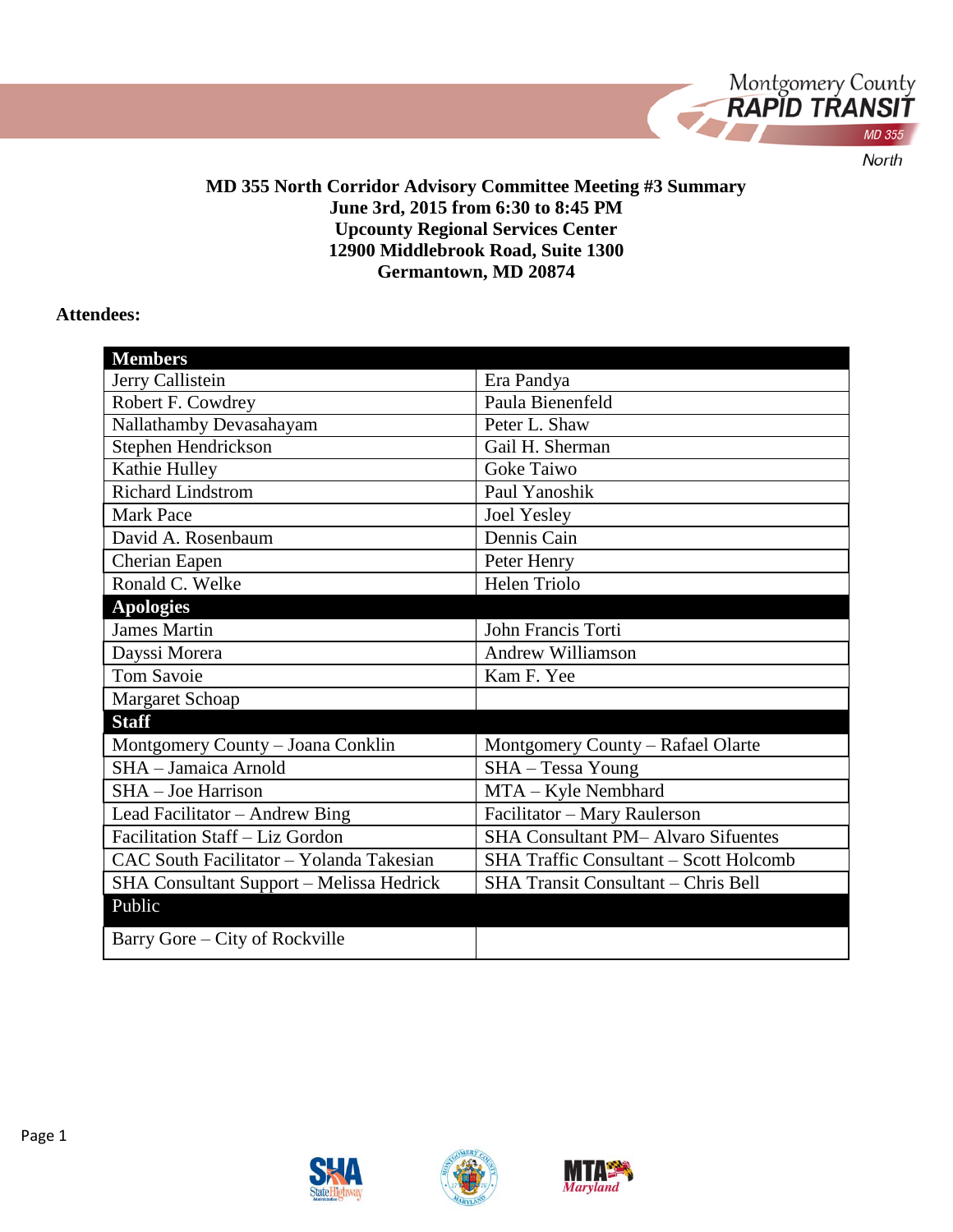**MD 355 North Corridor Advisory Committee Meeting #3 Summary**
**June 3rd, 2015 from 6:30 to 8:45 PM**
**Upcounty Regional Services Center**
**12900 Middlebrook Road, Suite 1300**
**Germantown, MD 20874**

**Attendees:**

| **Members** | |
|---|---|
| Jerry Callistein | Era Pandya |
| Robert F. Cowdrey | Paula Bienenfeld |
| Nallathamby Devasahayam | Peter L. Shaw |
| Stephen Hendrickson | Gail H. Sherman |
| Kathie Hulley | Goke Taiwo |
| Richard Lindstrom | Paul Yanoshik |
| Mark Pace | Joel Yesley |
| David A. Rosenbaum | Dennis Cain |
| Cherian Eapen | Peter Henry |
| Ronald C. Welke | Helen Triolo |
| **Apologies** | |
| James Martin | John Francis Torti |
| Dayssi Morera | Andrew Williamson |
| Tom Savoie | Kam F. Yee |
| Margaret Schoap | |
| **Staff** | |
| Montgomery County – Joana Conklin | Montgomery County – Rafael Olarte |
| SHA – Jamaica Arnold | SHA – Tessa Young |
| SHA – Joe Harrison | MTA – Kyle Nembhard |
| Lead Facilitator – Andrew Bing | Facilitator – Mary Raulerson |
| Facilitation Staff – Liz Gordon | SHA Consultant PM– Alvaro Sifuentes |
| CAC South Facilitator – Yolanda Takesian | SHA Traffic Consultant – Scott Holcomb |
| SHA Consultant Support – Melissa Hedrick | SHA Transit Consultant – Chris Bell |
| Public | |
| Barry Gore – City of Rockville | |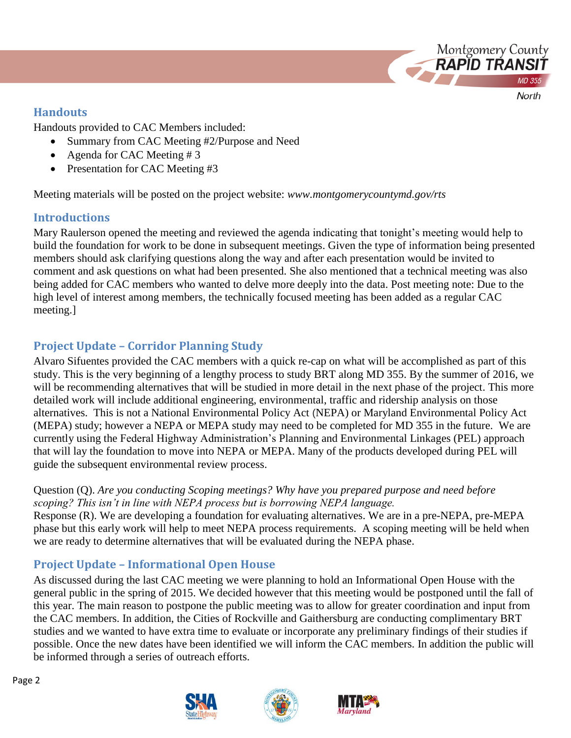## Handouts

Handouts provided to CAC Members included:

- Summary from CAC Meeting #2/Purpose and Need
- Agenda for CAC Meeting # 3
- Presentation for CAC Meeting #3

Meeting materials will be posted on the project website: *www.montgomerycountymd.gov/rts*

## Introductions

Mary Raulerson opened the meeting and reviewed the agenda indicating that tonight's meeting would help to build the foundation for work to be done in subsequent meetings. Given the type of information being presented members should ask clarifying questions along the way and after each presentation would be invited to comment and ask questions on what had been presented. She also mentioned that a technical meeting was also being added for CAC members who wanted to delve more deeply into the data. Post meeting note: Due to the high level of interest among members, the technically focused meeting has been added as a regular CAC meeting.]

## Project Update – Corridor Planning Study

Alvaro Sifuentes provided the CAC members with a quick re-cap on what will be accomplished as part of this study. This is the very beginning of a lengthy process to study BRT along MD 355. By the summer of 2016, we will be recommending alternatives that will be studied in more detail in the next phase of the project. This more detailed work will include additional engineering, environmental, traffic and ridership analysis on those alternatives. This is not a National Environmental Policy Act (NEPA) or Maryland Environmental Policy Act (MEPA) study; however a NEPA or MEPA study may need to be completed for MD 355 in the future. We are currently using the Federal Highway Administration's Planning and Environmental Linkages (PEL) approach that will lay the foundation to move into NEPA or MEPA. Many of the products developed during PEL will guide the subsequent environmental review process.

Question (Q). *Are you conducting Scoping meetings? Why have you prepared purpose and need before scoping? This isn't in line with NEPA process but is borrowing NEPA language.*
Response (R). We are developing a foundation for evaluating alternatives. We are in a pre-NEPA, pre-MEPA phase but this early work will help to meet NEPA process requirements. A scoping meeting will be held when we are ready to determine alternatives that will be evaluated during the NEPA phase.

## Project Update – Informational Open House

As discussed during the last CAC meeting we were planning to hold an Informational Open House with the general public in the spring of 2015. We decided however that this meeting would be postponed until the fall of this year. The main reason to postpone the public meeting was to allow for greater coordination and input from the CAC members. In addition, the Cities of Rockville and Gaithersburg are conducting complimentary BRT studies and we wanted to have extra time to evaluate or incorporate any preliminary findings of their studies if possible. Once the new dates have been identified we will inform the CAC members. In addition the public will be informed through a series of outreach efforts.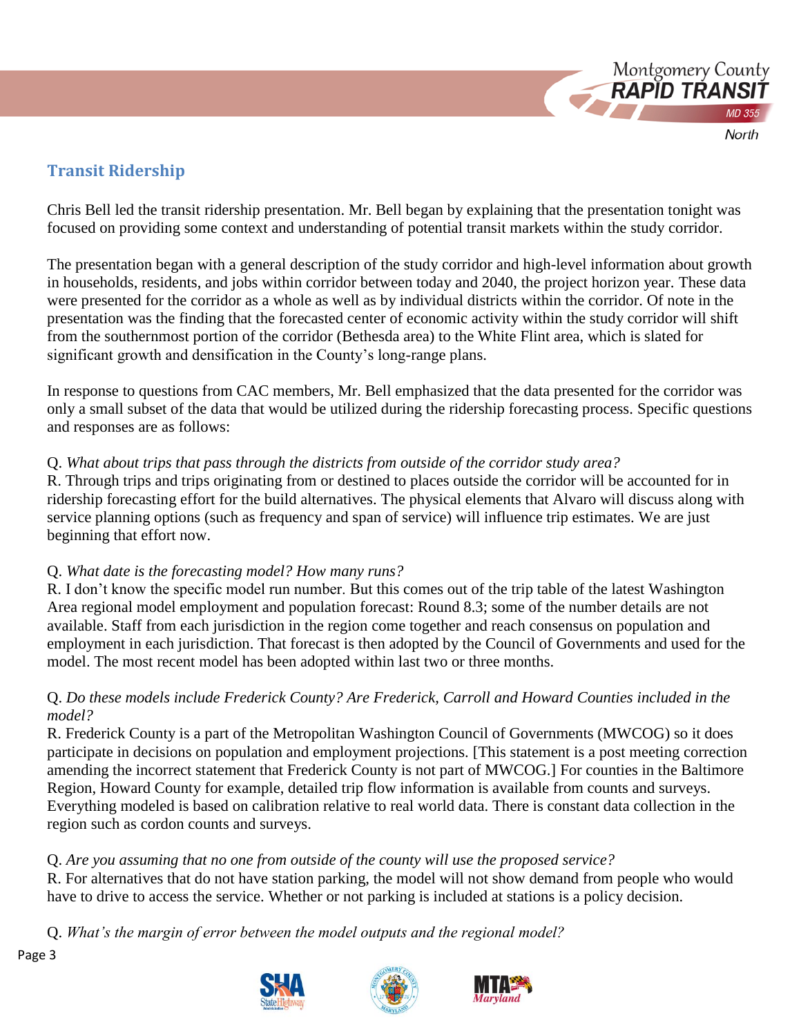## Transit Ridership

Chris Bell led the transit ridership presentation. Mr. Bell began by explaining that the presentation tonight was focused on providing some context and understanding of potential transit markets within the study corridor.

The presentation began with a general description of the study corridor and high-level information about growth in households, residents, and jobs within corridor between today and 2040, the project horizon year. These data were presented for the corridor as a whole as well as by individual districts within the corridor. Of note in the presentation was the finding that the forecasted center of economic activity within the study corridor will shift from the southernmost portion of the corridor (Bethesda area) to the White Flint area, which is slated for significant growth and densification in the County's long-range plans.

In response to questions from CAC members, Mr. Bell emphasized that the data presented for the corridor was only a small subset of the data that would be utilized during the ridership forecasting process. Specific questions and responses are as follows:

Q. *What about trips that pass through the districts from outside of the corridor study area?*
R. Through trips and trips originating from or destined to places outside the corridor will be accounted for in ridership forecasting effort for the build alternatives. The physical elements that Alvaro will discuss along with service planning options (such as frequency and span of service) will influence trip estimates. We are just beginning that effort now.

Q. *What date is the forecasting model? How many runs?*
R. I don't know the specific model run number. But this comes out of the trip table of the latest Washington Area regional model employment and population forecast: Round 8.3; some of the number details are not available. Staff from each jurisdiction in the region come together and reach consensus on population and employment in each jurisdiction. That forecast is then adopted by the Council of Governments and used for the model. The most recent model has been adopted within last two or three months.

Q. *Do these models include Frederick County? Are Frederick, Carroll and Howard Counties included in the model?*
R. Frederick County is a part of the Metropolitan Washington Council of Governments (MWCOG) so it does participate in decisions on population and employment projections. [This statement is a post meeting correction amending the incorrect statement that Frederick County is not part of MWCOG.] For counties in the Baltimore Region, Howard County for example, detailed trip flow information is available from counts and surveys. Everything modeled is based on calibration relative to real world data. There is constant data collection in the region such as cordon counts and surveys.

Q. *Are you assuming that no one from outside of the county will use the proposed service?*
R. For alternatives that do not have station parking, the model will not show demand from people who would have to drive to access the service. Whether or not parking is included at stations is a policy decision.

Q. *What's the margin of error between the model outputs and the regional model?*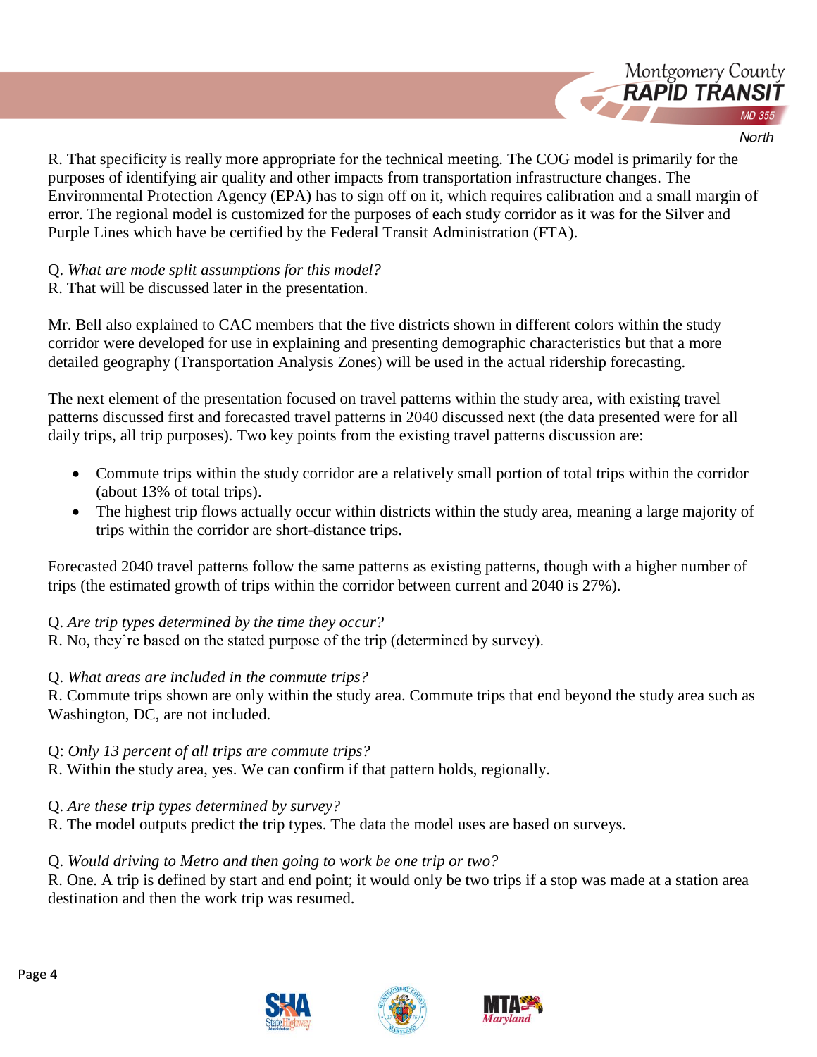R. That specificity is really more appropriate for the technical meeting. The COG model is primarily for the purposes of identifying air quality and other impacts from transportation infrastructure changes. The Environmental Protection Agency (EPA) has to sign off on it, which requires calibration and a small margin of error. The regional model is customized for the purposes of each study corridor as it was for the Silver and Purple Lines which have be certified by the Federal Transit Administration (FTA).

Q. *What are mode split assumptions for this model?*
R. That will be discussed later in the presentation.

Mr. Bell also explained to CAC members that the five districts shown in different colors within the study corridor were developed for use in explaining and presenting demographic characteristics but that a more detailed geography (Transportation Analysis Zones) will be used in the actual ridership forecasting.

The next element of the presentation focused on travel patterns within the study area, with existing travel patterns discussed first and forecasted travel patterns in 2040 discussed next (the data presented were for all daily trips, all trip purposes). Two key points from the existing travel patterns discussion are:

- Commute trips within the study corridor are a relatively small portion of total trips within the corridor (about 13% of total trips).
- The highest trip flows actually occur within districts within the study area, meaning a large majority of trips within the corridor are short-distance trips.

Forecasted 2040 travel patterns follow the same patterns as existing patterns, though with a higher number of trips (the estimated growth of trips within the corridor between current and 2040 is 27%).

Q. *Are trip types determined by the time they occur?*
R. No, they're based on the stated purpose of the trip (determined by survey).

Q. *What areas are included in the commute trips?*
R. Commute trips shown are only within the study area. Commute trips that end beyond the study area such as Washington, DC, are not included.

Q: *Only 13 percent of all trips are commute trips?*
R. Within the study area, yes. We can confirm if that pattern holds, regionally.

Q. *Are these trip types determined by survey?*
R. The model outputs predict the trip types. The data the model uses are based on surveys.

Q. *Would driving to Metro and then going to work be one trip or two?*
R. One. A trip is defined by start and end point; it would only be two trips if a stop was made at a station area destination and then the work trip was resumed.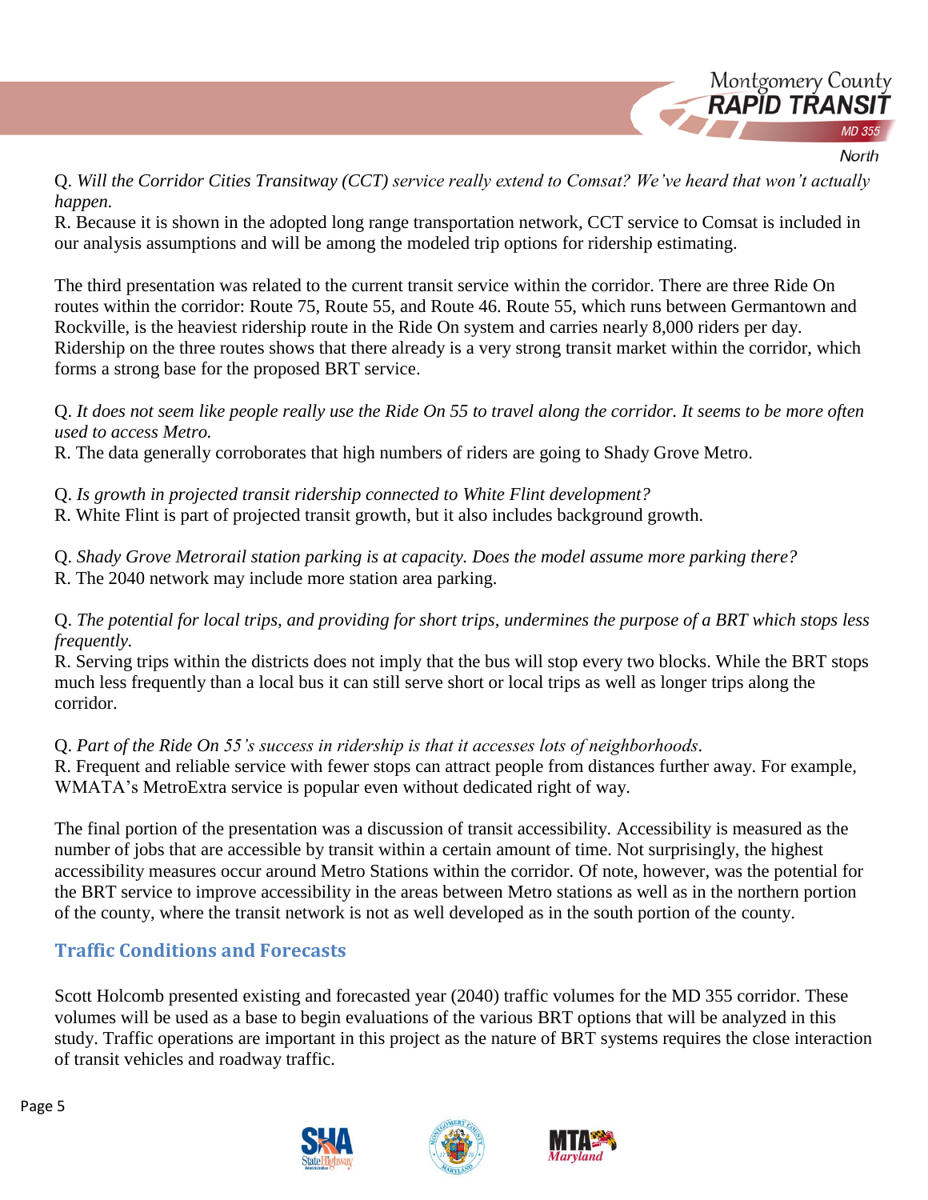Q. *Will the Corridor Cities Transitway (CCT) service really extend to Comsat? We've heard that won't actually happen.*
R. Because it is shown in the adopted long range transportation network, CCT service to Comsat is included in our analysis assumptions and will be among the modeled trip options for ridership estimating.

The third presentation was related to the current transit service within the corridor. There are three Ride On routes within the corridor: Route 75, Route 55, and Route 46. Route 55, which runs between Germantown and Rockville, is the heaviest ridership route in the Ride On system and carries nearly 8,000 riders per day. Ridership on the three routes shows that there already is a very strong transit market within the corridor, which forms a strong base for the proposed BRT service.

Q. *It does not seem like people really use the Ride On 55 to travel along the corridor. It seems to be more often used to access Metro.*
R. The data generally corroborates that high numbers of riders are going to Shady Grove Metro.

Q. *Is growth in projected transit ridership connected to White Flint development?*
R. White Flint is part of projected transit growth, but it also includes background growth.

Q. *Shady Grove Metrorail station parking is at capacity. Does the model assume more parking there?*
R. The 2040 network may include more station area parking.

Q. *The potential for local trips, and providing for short trips, undermines the purpose of a BRT which stops less frequently.*
R. Serving trips within the districts does not imply that the bus will stop every two blocks. While the BRT stops much less frequently than a local bus it can still serve short or local trips as well as longer trips along the corridor.

Q. *Part of the Ride On 55's success in ridership is that it accesses lots of neighborhoods*.
R. Frequent and reliable service with fewer stops can attract people from distances further away. For example, WMATA's MetroExtra service is popular even without dedicated right of way.

The final portion of the presentation was a discussion of transit accessibility. Accessibility is measured as the number of jobs that are accessible by transit within a certain amount of time. Not surprisingly, the highest accessibility measures occur around Metro Stations within the corridor. Of note, however, was the potential for the BRT service to improve accessibility in the areas between Metro stations as well as in the northern portion of the county, where the transit network is not as well developed as in the south portion of the county.

## Traffic Conditions and Forecasts

Scott Holcomb presented existing and forecasted year (2040) traffic volumes for the MD 355 corridor. These volumes will be used as a base to begin evaluations of the various BRT options that will be analyzed in this study. Traffic operations are important in this project as the nature of BRT systems requires the close interaction of transit vehicles and roadway traffic.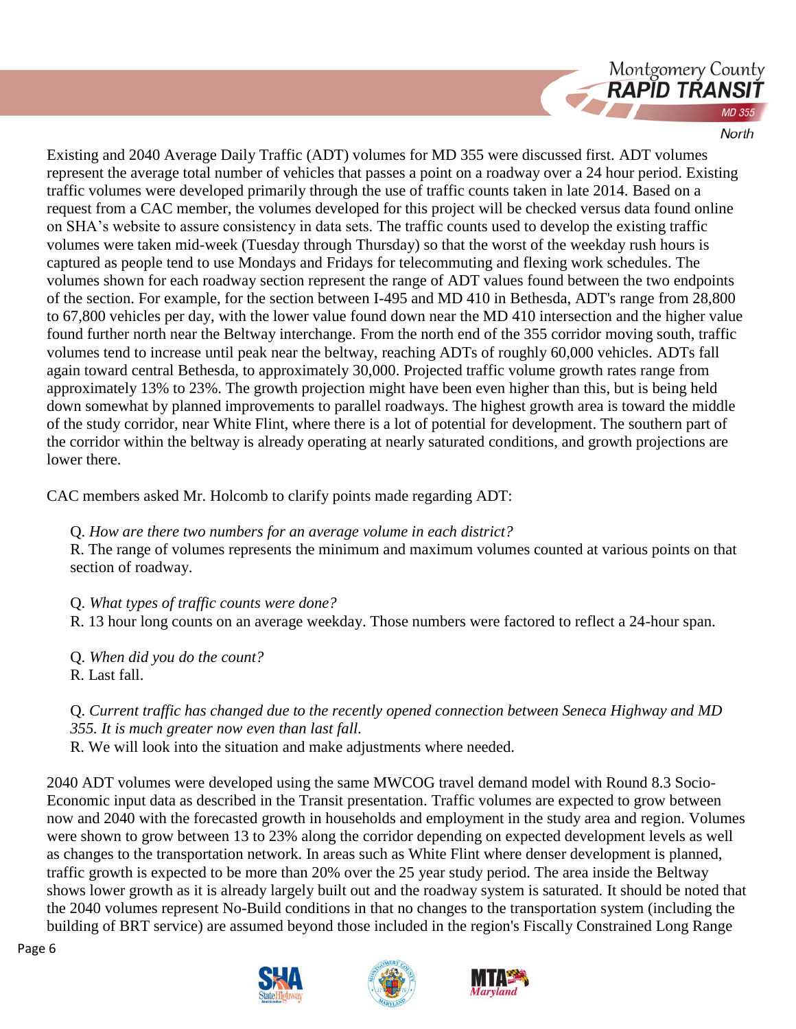Existing and 2040 Average Daily Traffic (ADT) volumes for MD 355 were discussed first. ADT volumes represent the average total number of vehicles that passes a point on a roadway over a 24 hour period. Existing traffic volumes were developed primarily through the use of traffic counts taken in late 2014. Based on a request from a CAC member, the volumes developed for this project will be checked versus data found online on SHA's website to assure consistency in data sets. The traffic counts used to develop the existing traffic volumes were taken mid-week (Tuesday through Thursday) so that the worst of the weekday rush hours is captured as people tend to use Mondays and Fridays for telecommuting and flexing work schedules. The volumes shown for each roadway section represent the range of ADT values found between the two endpoints of the section. For example, for the section between I-495 and MD 410 in Bethesda, ADT's range from 28,800 to 67,800 vehicles per day, with the lower value found down near the MD 410 intersection and the higher value found further north near the Beltway interchange. From the north end of the 355 corridor moving south, traffic volumes tend to increase until peak near the beltway, reaching ADTs of roughly 60,000 vehicles. ADTs fall again toward central Bethesda, to approximately 30,000. Projected traffic volume growth rates range from approximately 13% to 23%. The growth projection might have been even higher than this, but is being held down somewhat by planned improvements to parallel roadways. The highest growth area is toward the middle of the study corridor, near White Flint, where there is a lot of potential for development. The southern part of the corridor within the beltway is already operating at nearly saturated conditions, and growth projections are lower there.

CAC members asked Mr. Holcomb to clarify points made regarding ADT:

Q. *How are there two numbers for an average volume in each district?*
R. The range of volumes represents the minimum and maximum volumes counted at various points on that section of roadway.

Q. *What types of traffic counts were done?*
R. 13 hour long counts on an average weekday. Those numbers were factored to reflect a 24-hour span.

Q. *When did you do the count?*
R. Last fall.

Q. *Current traffic has changed due to the recently opened connection between Seneca Highway and MD 355. It is much greater now even than last fall.*
R. We will look into the situation and make adjustments where needed.

2040 ADT volumes were developed using the same MWCOG travel demand model with Round 8.3 Socio-Economic input data as described in the Transit presentation. Traffic volumes are expected to grow between now and 2040 with the forecasted growth in households and employment in the study area and region. Volumes were shown to grow between 13 to 23% along the corridor depending on expected development levels as well as changes to the transportation network. In areas such as White Flint where denser development is planned, traffic growth is expected to be more than 20% over the 25 year study period. The area inside the Beltway shows lower growth as it is already largely built out and the roadway system is saturated. It should be noted that the 2040 volumes represent No-Build conditions in that no changes to the transportation system (including the building of BRT service) are assumed beyond those included in the region's Fiscally Constrained Long Range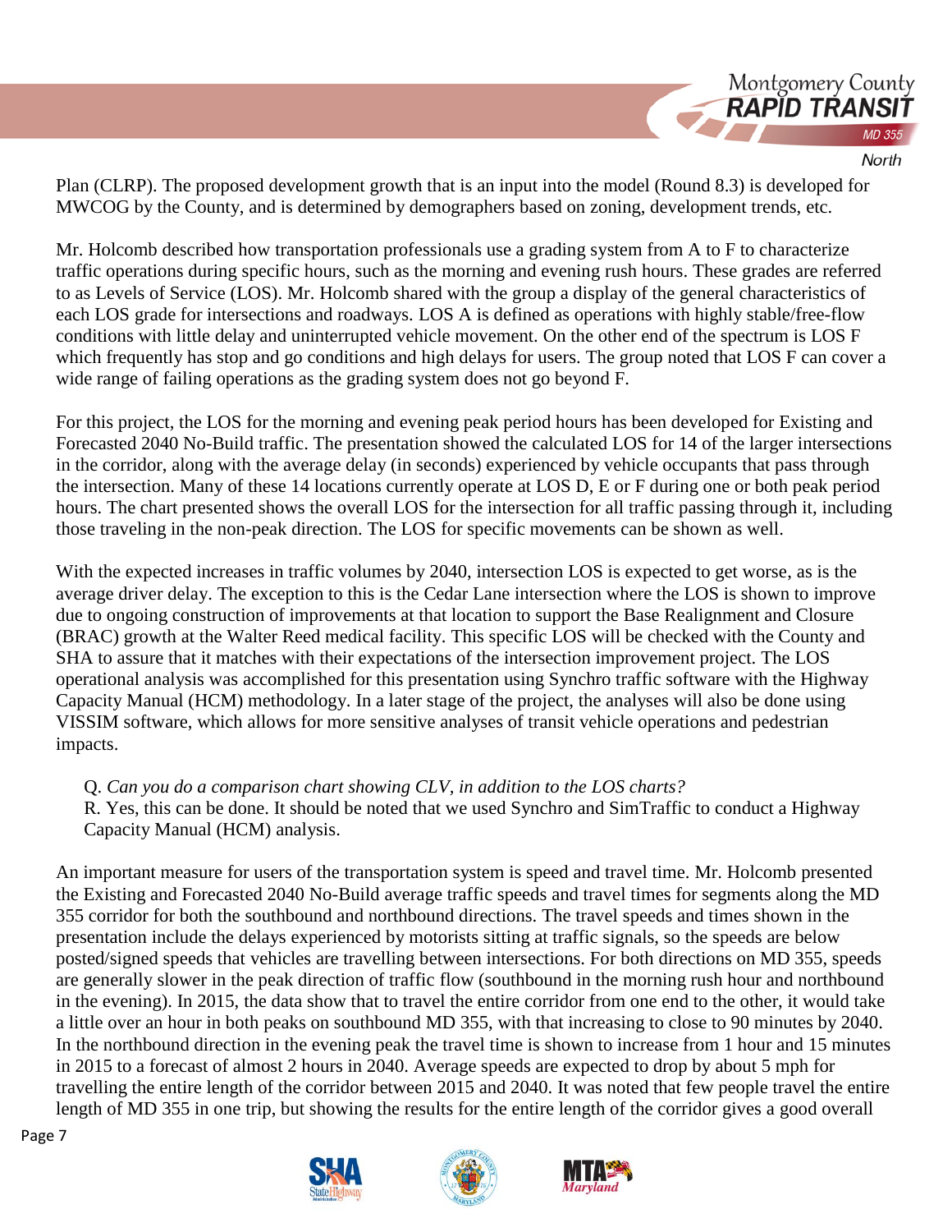Plan (CLRP). The proposed development growth that is an input into the model (Round 8.3) is developed for MWCOG by the County, and is determined by demographers based on zoning, development trends, etc.

Mr. Holcomb described how transportation professionals use a grading system from A to F to characterize traffic operations during specific hours, such as the morning and evening rush hours. These grades are referred to as Levels of Service (LOS). Mr. Holcomb shared with the group a display of the general characteristics of each LOS grade for intersections and roadways. LOS A is defined as operations with highly stable/free-flow conditions with little delay and uninterrupted vehicle movement. On the other end of the spectrum is LOS F which frequently has stop and go conditions and high delays for users. The group noted that LOS F can cover a wide range of failing operations as the grading system does not go beyond F.

For this project, the LOS for the morning and evening peak period hours has been developed for Existing and Forecasted 2040 No-Build traffic. The presentation showed the calculated LOS for 14 of the larger intersections in the corridor, along with the average delay (in seconds) experienced by vehicle occupants that pass through the intersection. Many of these 14 locations currently operate at LOS D, E or F during one or both peak period hours. The chart presented shows the overall LOS for the intersection for all traffic passing through it, including those traveling in the non-peak direction. The LOS for specific movements can be shown as well.

With the expected increases in traffic volumes by 2040, intersection LOS is expected to get worse, as is the average driver delay. The exception to this is the Cedar Lane intersection where the LOS is shown to improve due to ongoing construction of improvements at that location to support the Base Realignment and Closure (BRAC) growth at the Walter Reed medical facility. This specific LOS will be checked with the County and SHA to assure that it matches with their expectations of the intersection improvement project. The LOS operational analysis was accomplished for this presentation using Synchro traffic software with the Highway Capacity Manual (HCM) methodology. In a later stage of the project, the analyses will also be done using VISSIM software, which allows for more sensitive analyses of transit vehicle operations and pedestrian impacts.

> Q. *Can you do a comparison chart showing CLV, in addition to the LOS charts?*
> R. Yes, this can be done. It should be noted that we used Synchro and SimTraffic to conduct a Highway Capacity Manual (HCM) analysis.

An important measure for users of the transportation system is speed and travel time. Mr. Holcomb presented the Existing and Forecasted 2040 No-Build average traffic speeds and travel times for segments along the MD 355 corridor for both the southbound and northbound directions. The travel speeds and times shown in the presentation include the delays experienced by motorists sitting at traffic signals, so the speeds are below posted/signed speeds that vehicles are travelling between intersections. For both directions on MD 355, speeds are generally slower in the peak direction of traffic flow (southbound in the morning rush hour and northbound in the evening). In 2015, the data show that to travel the entire corridor from one end to the other, it would take a little over an hour in both peaks on southbound MD 355, with that increasing to close to 90 minutes by 2040. In the northbound direction in the evening peak the travel time is shown to increase from 1 hour and 15 minutes in 2015 to a forecast of almost 2 hours in 2040. Average speeds are expected to drop by about 5 mph for travelling the entire length of the corridor between 2015 and 2040. It was noted that few people travel the entire length of MD 355 in one trip, but showing the results for the entire length of the corridor gives a good overall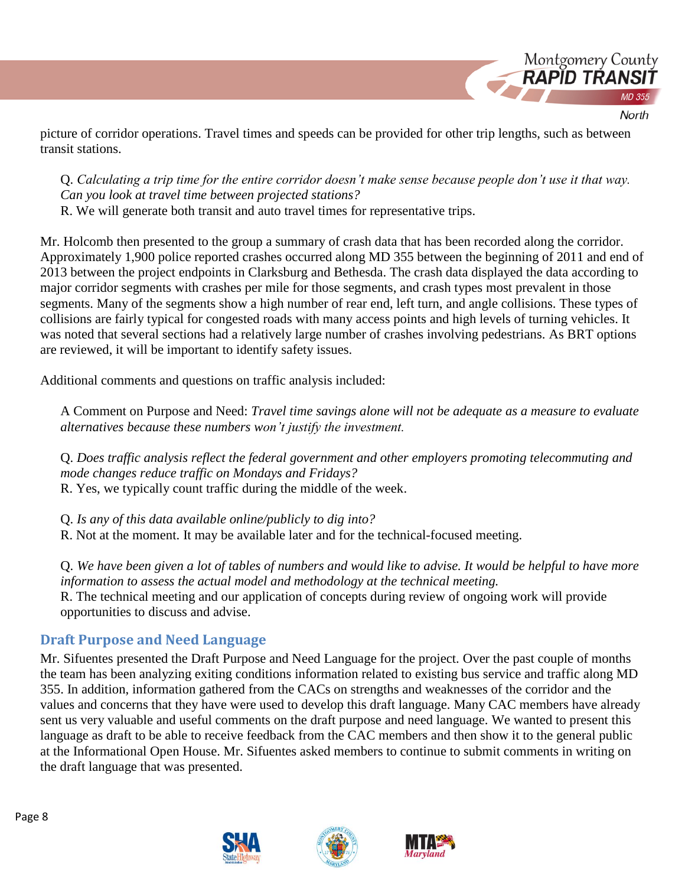picture of corridor operations. Travel times and speeds can be provided for other trip lengths, such as between transit stations.

> Q. *Calculating a trip time for the entire corridor doesn't make sense because people don't use it that way. Can you look at travel time between projected stations?*
> R. We will generate both transit and auto travel times for representative trips.

Mr. Holcomb then presented to the group a summary of crash data that has been recorded along the corridor. Approximately 1,900 police reported crashes occurred along MD 355 between the beginning of 2011 and end of 2013 between the project endpoints in Clarksburg and Bethesda. The crash data displayed the data according to major corridor segments with crashes per mile for those segments, and crash types most prevalent in those segments. Many of the segments show a high number of rear end, left turn, and angle collisions. These types of collisions are fairly typical for congested roads with many access points and high levels of turning vehicles. It was noted that several sections had a relatively large number of crashes involving pedestrians. As BRT options are reviewed, it will be important to identify safety issues.

Additional comments and questions on traffic analysis included:

> A Comment on Purpose and Need: *Travel time savings alone will not be adequate as a measure to evaluate alternatives because these numbers won't justify the investment.*

> Q. *Does traffic analysis reflect the federal government and other employers promoting telecommuting and mode changes reduce traffic on Mondays and Fridays?*
> R. Yes, we typically count traffic during the middle of the week.

> Q. *Is any of this data available online/publicly to dig into?*
> R. Not at the moment. It may be available later and for the technical-focused meeting.

> Q. *We have been given a lot of tables of numbers and would like to advise. It would be helpful to have more information to assess the actual model and methodology at the technical meeting.*
> R. The technical meeting and our application of concepts during review of ongoing work will provide opportunities to discuss and advise.

## Draft Purpose and Need Language

Mr. Sifuentes presented the Draft Purpose and Need Language for the project. Over the past couple of months the team has been analyzing exiting conditions information related to existing bus service and traffic along MD 355. In addition, information gathered from the CACs on strengths and weaknesses of the corridor and the values and concerns that they have were used to develop this draft language. Many CAC members have already sent us very valuable and useful comments on the draft purpose and need language. We wanted to present this language as draft to be able to receive feedback from the CAC members and then show it to the general public at the Informational Open House. Mr. Sifuentes asked members to continue to submit comments in writing on the draft language that was presented.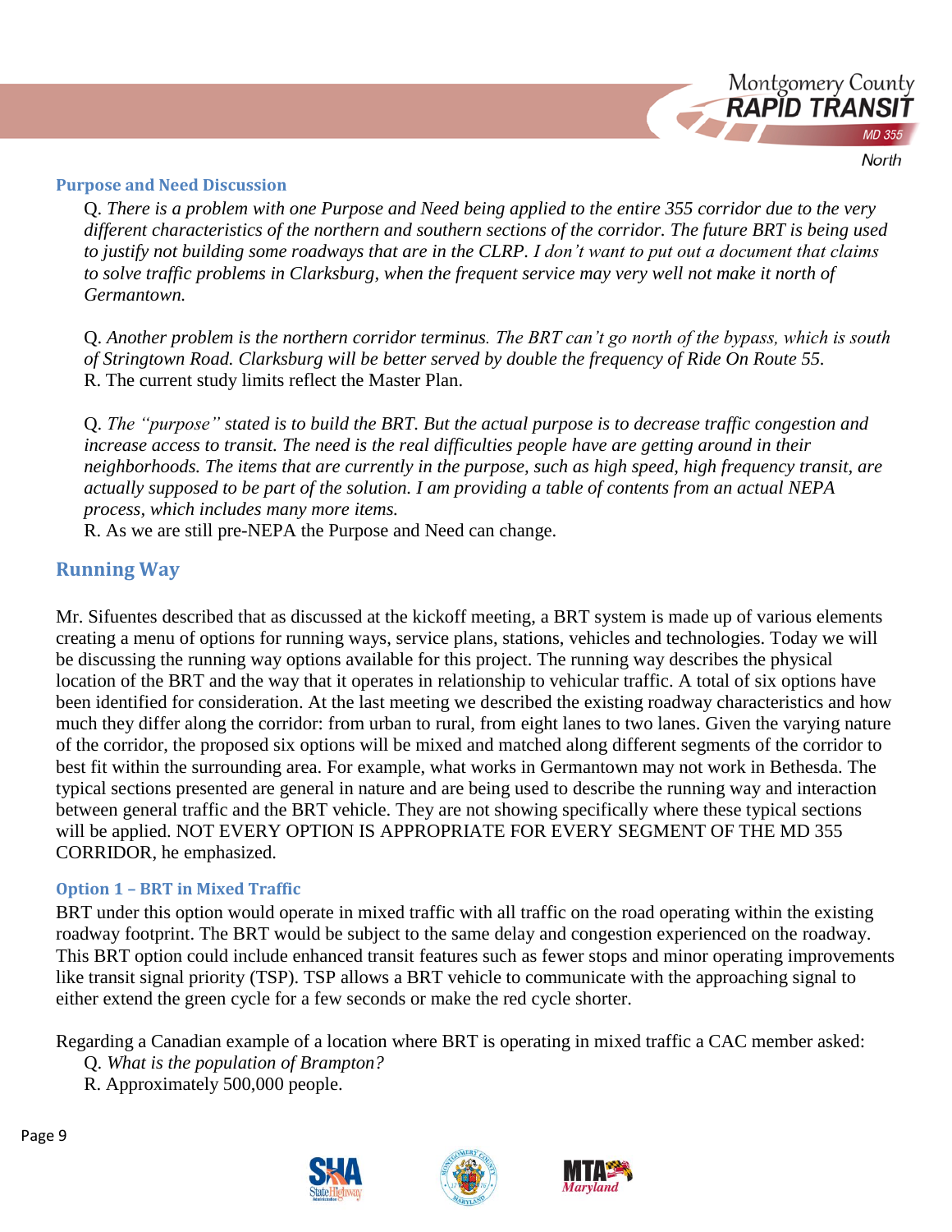### Purpose and Need Discussion

Q. *There is a problem with one Purpose and Need being applied to the entire 355 corridor due to the very different characteristics of the northern and southern sections of the corridor. The future BRT is being used to justify not building some roadways that are in the CLRP. I don't want to put out a document that claims to solve traffic problems in Clarksburg, when the frequent service may very well not make it north of Germantown.*

Q. *Another problem is the northern corridor terminus. The BRT can't go north of the bypass, which is south of Stringtown Road. Clarksburg will be better served by double the frequency of Ride On Route 55.*
R. The current study limits reflect the Master Plan.

Q. *The "purpose" stated is to build the BRT. But the actual purpose is to decrease traffic congestion and increase access to transit. The need is the real difficulties people have are getting around in their neighborhoods. The items that are currently in the purpose, such as high speed, high frequency transit, are actually supposed to be part of the solution. I am providing a table of contents from an actual NEPA process, which includes many more items.*
R. As we are still pre-NEPA the Purpose and Need can change.

## Running Way

Mr. Sifuentes described that as discussed at the kickoff meeting, a BRT system is made up of various elements creating a menu of options for running ways, service plans, stations, vehicles and technologies. Today we will be discussing the running way options available for this project. The running way describes the physical location of the BRT and the way that it operates in relationship to vehicular traffic. A total of six options have been identified for consideration. At the last meeting we described the existing roadway characteristics and how much they differ along the corridor: from urban to rural, from eight lanes to two lanes. Given the varying nature of the corridor, the proposed six options will be mixed and matched along different segments of the corridor to best fit within the surrounding area. For example, what works in Germantown may not work in Bethesda. The typical sections presented are general in nature and are being used to describe the running way and interaction between general traffic and the BRT vehicle. They are not showing specifically where these typical sections will be applied. NOT EVERY OPTION IS APPROPRIATE FOR EVERY SEGMENT OF THE MD 355 CORRIDOR, he emphasized.

### Option 1 – BRT in Mixed Traffic

BRT under this option would operate in mixed traffic with all traffic on the road operating within the existing roadway footprint. The BRT would be subject to the same delay and congestion experienced on the roadway. This BRT option could include enhanced transit features such as fewer stops and minor operating improvements like transit signal priority (TSP). TSP allows a BRT vehicle to communicate with the approaching signal to either extend the green cycle for a few seconds or make the red cycle shorter.

Regarding a Canadian example of a location where BRT is operating in mixed traffic a CAC member asked:

Q. *What is the population of Brampton?*
R. Approximately 500,000 people.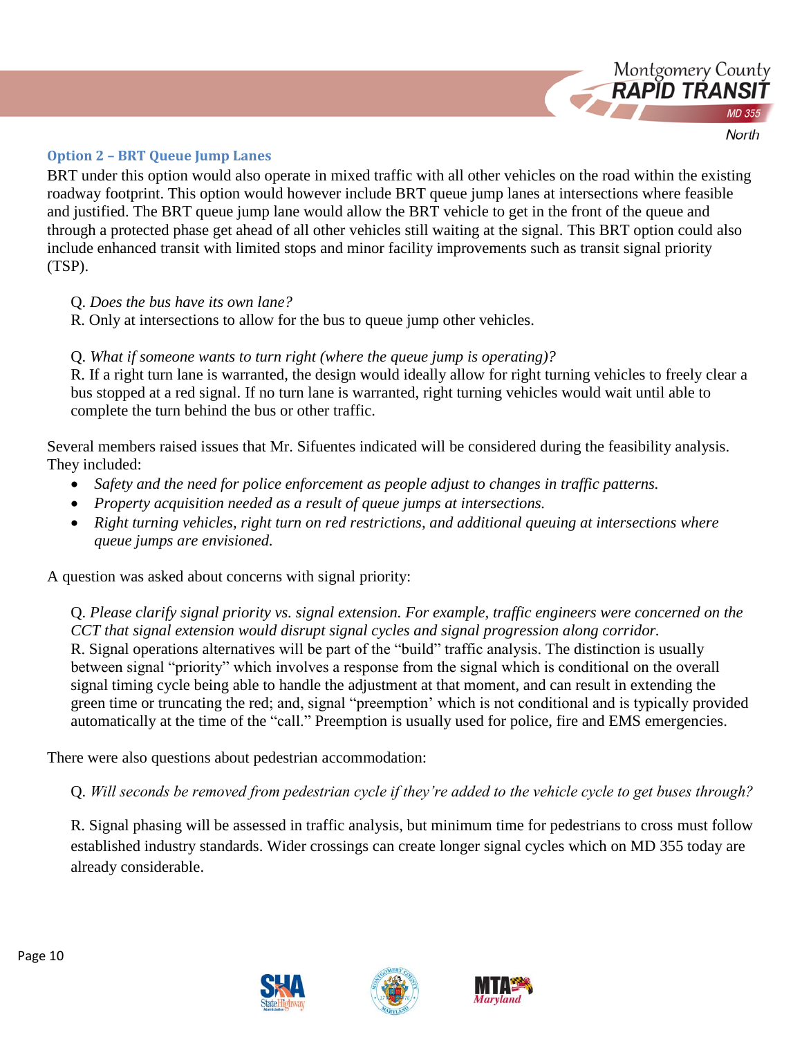### Option 2 – BRT Queue Jump Lanes

BRT under this option would also operate in mixed traffic with all other vehicles on the road within the existing roadway footprint. This option would however include BRT queue jump lanes at intersections where feasible and justified. The BRT queue jump lane would allow the BRT vehicle to get in the front of the queue and through a protected phase get ahead of all other vehicles still waiting at the signal. This BRT option could also include enhanced transit with limited stops and minor facility improvements such as transit signal priority (TSP).

> Q. *Does the bus have its own lane?*
> R. Only at intersections to allow for the bus to queue jump other vehicles.
>
> Q. *What if someone wants to turn right (where the queue jump is operating)?*
> R. If a right turn lane is warranted, the design would ideally allow for right turning vehicles to freely clear a bus stopped at a red signal. If no turn lane is warranted, right turning vehicles would wait until able to complete the turn behind the bus or other traffic.

Several members raised issues that Mr. Sifuentes indicated will be considered during the feasibility analysis. They included:

- *Safety and the need for police enforcement as people adjust to changes in traffic patterns.*
- *Property acquisition needed as a result of queue jumps at intersections.*
- *Right turning vehicles, right turn on red restrictions, and additional queuing at intersections where queue jumps are envisioned.*

A question was asked about concerns with signal priority:

> Q. *Please clarify signal priority vs. signal extension. For example, traffic engineers were concerned on the CCT that signal extension would disrupt signal cycles and signal progression along corridor.*
> R. Signal operations alternatives will be part of the "build" traffic analysis. The distinction is usually between signal "priority" which involves a response from the signal which is conditional on the overall signal timing cycle being able to handle the adjustment at that moment, and can result in extending the green time or truncating the red; and, signal "preemption' which is not conditional and is typically provided automatically at the time of the "call." Preemption is usually used for police, fire and EMS emergencies.

There were also questions about pedestrian accommodation:

> Q. *Will seconds be removed from pedestrian cycle if they're added to the vehicle cycle to get buses through?*
>
> R. Signal phasing will be assessed in traffic analysis, but minimum time for pedestrians to cross must follow established industry standards. Wider crossings can create longer signal cycles which on MD 355 today are already considerable.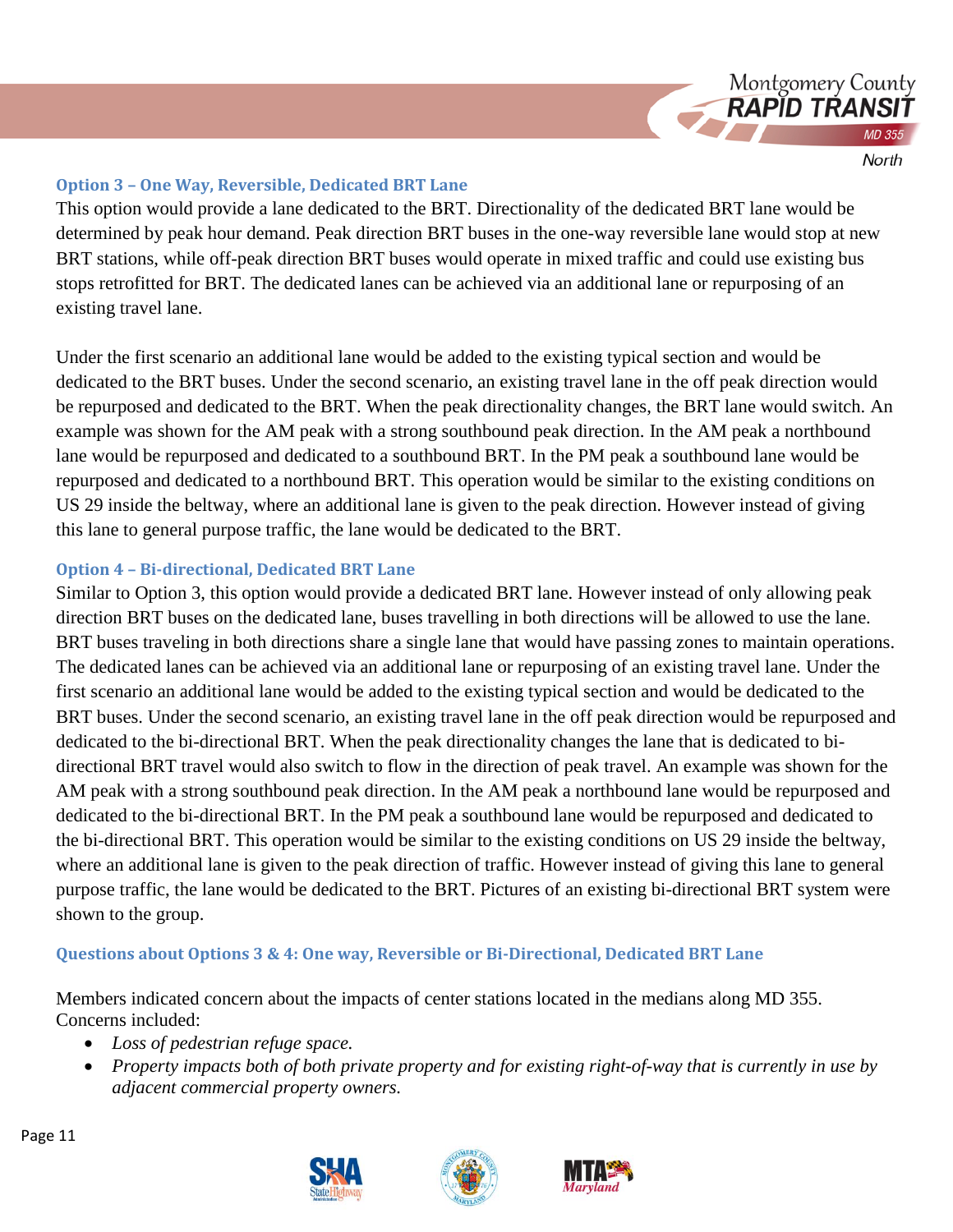### Option 3 – One Way, Reversible, Dedicated BRT Lane

This option would provide a lane dedicated to the BRT. Directionality of the dedicated BRT lane would be determined by peak hour demand. Peak direction BRT buses in the one-way reversible lane would stop at new BRT stations, while off-peak direction BRT buses would operate in mixed traffic and could use existing bus stops retrofitted for BRT. The dedicated lanes can be achieved via an additional lane or repurposing of an existing travel lane.

Under the first scenario an additional lane would be added to the existing typical section and would be dedicated to the BRT buses. Under the second scenario, an existing travel lane in the off peak direction would be repurposed and dedicated to the BRT. When the peak directionality changes, the BRT lane would switch. An example was shown for the AM peak with a strong southbound peak direction. In the AM peak a northbound lane would be repurposed and dedicated to a southbound BRT. In the PM peak a southbound lane would be repurposed and dedicated to a northbound BRT. This operation would be similar to the existing conditions on US 29 inside the beltway, where an additional lane is given to the peak direction. However instead of giving this lane to general purpose traffic, the lane would be dedicated to the BRT.

### Option 4 – Bi-directional, Dedicated BRT Lane

Similar to Option 3, this option would provide a dedicated BRT lane. However instead of only allowing peak direction BRT buses on the dedicated lane, buses travelling in both directions will be allowed to use the lane. BRT buses traveling in both directions share a single lane that would have passing zones to maintain operations. The dedicated lanes can be achieved via an additional lane or repurposing of an existing travel lane. Under the first scenario an additional lane would be added to the existing typical section and would be dedicated to the BRT buses. Under the second scenario, an existing travel lane in the off peak direction would be repurposed and dedicated to the bi-directional BRT. When the peak directionality changes the lane that is dedicated to bi-directional BRT travel would also switch to flow in the direction of peak travel. An example was shown for the AM peak with a strong southbound peak direction. In the AM peak a northbound lane would be repurposed and dedicated to the bi-directional BRT. In the PM peak a southbound lane would be repurposed and dedicated to the bi-directional BRT. This operation would be similar to the existing conditions on US 29 inside the beltway, where an additional lane is given to the peak direction of traffic. However instead of giving this lane to general purpose traffic, the lane would be dedicated to the BRT. Pictures of an existing bi-directional BRT system were shown to the group.

### Questions about Options 3 & 4: One way, Reversible or Bi-Directional, Dedicated BRT Lane

Members indicated concern about the impacts of center stations located in the medians along MD 355. Concerns included:

- *Loss of pedestrian refuge space.*
- *Property impacts both of both private property and for existing right-of-way that is currently in use by adjacent commercial property owners.*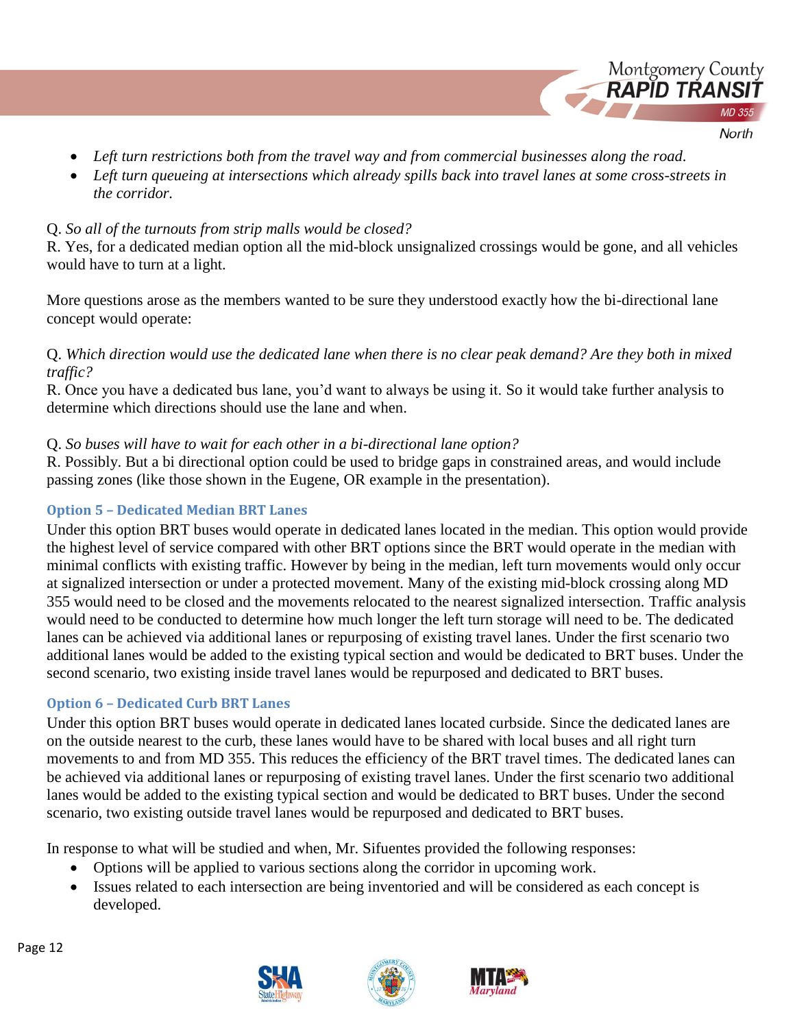- *Left turn restrictions both from the travel way and from commercial businesses along the road.*
- *Left turn queueing at intersections which already spills back into travel lanes at some cross-streets in the corridor.*

Q. *So all of the turnouts from strip malls would be closed?*
R. Yes, for a dedicated median option all the mid-block unsignalized crossings would be gone, and all vehicles would have to turn at a light.

More questions arose as the members wanted to be sure they understood exactly how the bi-directional lane concept would operate:

Q. *Which direction would use the dedicated lane when there is no clear peak demand? Are they both in mixed traffic?*
R. Once you have a dedicated bus lane, you'd want to always be using it. So it would take further analysis to determine which directions should use the lane and when.

Q. *So buses will have to wait for each other in a bi-directional lane option?*
R. Possibly. But a bi directional option could be used to bridge gaps in constrained areas, and would include passing zones (like those shown in the Eugene, OR example in the presentation).

#### Option 5 – Dedicated Median BRT Lanes

Under this option BRT buses would operate in dedicated lanes located in the median. This option would provide the highest level of service compared with other BRT options since the BRT would operate in the median with minimal conflicts with existing traffic. However by being in the median, left turn movements would only occur at signalized intersection or under a protected movement. Many of the existing mid-block crossing along MD 355 would need to be closed and the movements relocated to the nearest signalized intersection. Traffic analysis would need to be conducted to determine how much longer the left turn storage will need to be. The dedicated lanes can be achieved via additional lanes or repurposing of existing travel lanes. Under the first scenario two additional lanes would be added to the existing typical section and would be dedicated to BRT buses. Under the second scenario, two existing inside travel lanes would be repurposed and dedicated to BRT buses.

#### Option 6 – Dedicated Curb BRT Lanes

Under this option BRT buses would operate in dedicated lanes located curbside. Since the dedicated lanes are on the outside nearest to the curb, these lanes would have to be shared with local buses and all right turn movements to and from MD 355. This reduces the efficiency of the BRT travel times. The dedicated lanes can be achieved via additional lanes or repurposing of existing travel lanes. Under the first scenario two additional lanes would be added to the existing typical section and would be dedicated to BRT buses. Under the second scenario, two existing outside travel lanes would be repurposed and dedicated to BRT buses.

In response to what will be studied and when, Mr. Sifuentes provided the following responses:

- Options will be applied to various sections along the corridor in upcoming work.
- Issues related to each intersection are being inventoried and will be considered as each concept is developed.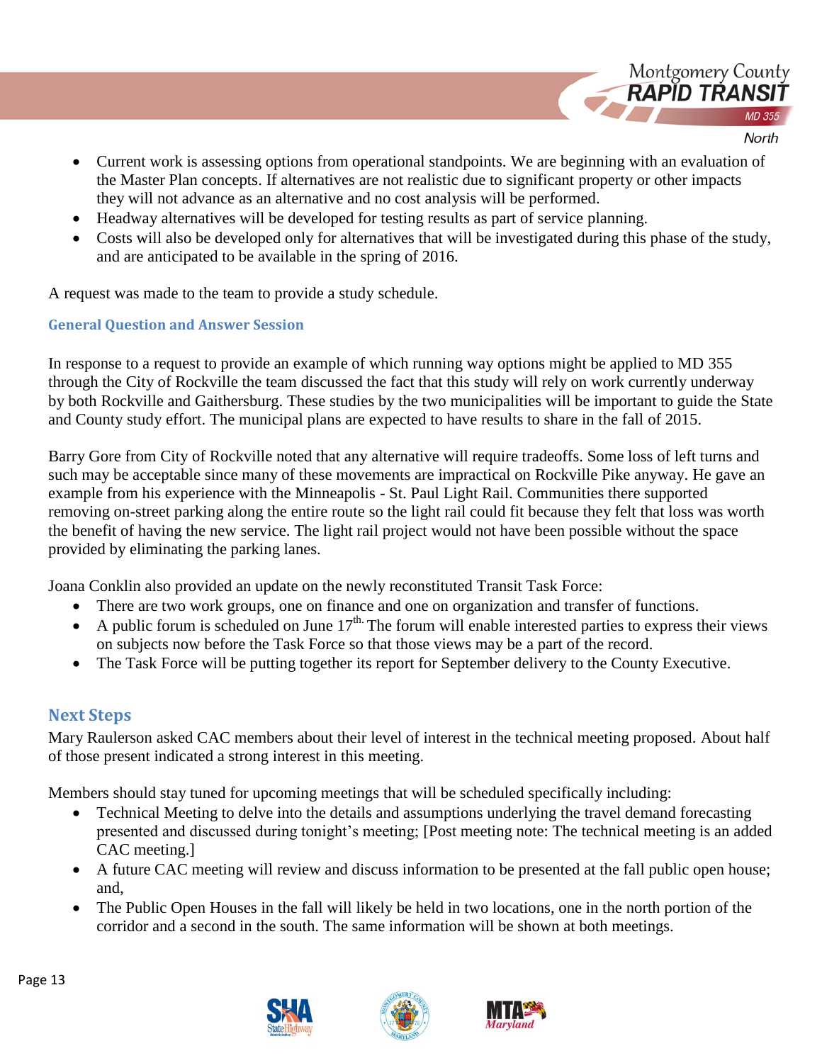- Current work is assessing options from operational standpoints. We are beginning with an evaluation of the Master Plan concepts. If alternatives are not realistic due to significant property or other impacts they will not advance as an alternative and no cost analysis will be performed.
- Headway alternatives will be developed for testing results as part of service planning.
- Costs will also be developed only for alternatives that will be investigated during this phase of the study, and are anticipated to be available in the spring of 2016.

A request was made to the team to provide a study schedule.

### General Question and Answer Session

In response to a request to provide an example of which running way options might be applied to MD 355 through the City of Rockville the team discussed the fact that this study will rely on work currently underway by both Rockville and Gaithersburg. These studies by the two municipalities will be important to guide the State and County study effort. The municipal plans are expected to have results to share in the fall of 2015.

Barry Gore from City of Rockville noted that any alternative will require tradeoffs. Some loss of left turns and such may be acceptable since many of these movements are impractical on Rockville Pike anyway. He gave an example from his experience with the Minneapolis - St. Paul Light Rail. Communities there supported removing on-street parking along the entire route so the light rail could fit because they felt that loss was worth the benefit of having the new service. The light rail project would not have been possible without the space provided by eliminating the parking lanes.

Joana Conklin also provided an update on the newly reconstituted Transit Task Force:

- There are two work groups, one on finance and one on organization and transfer of functions.
- A public forum is scheduled on June 17th. The forum will enable interested parties to express their views on subjects now before the Task Force so that those views may be a part of the record.
- The Task Force will be putting together its report for September delivery to the County Executive.

## Next Steps

Mary Raulerson asked CAC members about their level of interest in the technical meeting proposed. About half of those present indicated a strong interest in this meeting.

Members should stay tuned for upcoming meetings that will be scheduled specifically including:

- Technical Meeting to delve into the details and assumptions underlying the travel demand forecasting presented and discussed during tonight's meeting; [Post meeting note: The technical meeting is an added CAC meeting.]
- A future CAC meeting will review and discuss information to be presented at the fall public open house; and,
- The Public Open Houses in the fall will likely be held in two locations, one in the north portion of the corridor and a second in the south. The same information will be shown at both meetings.